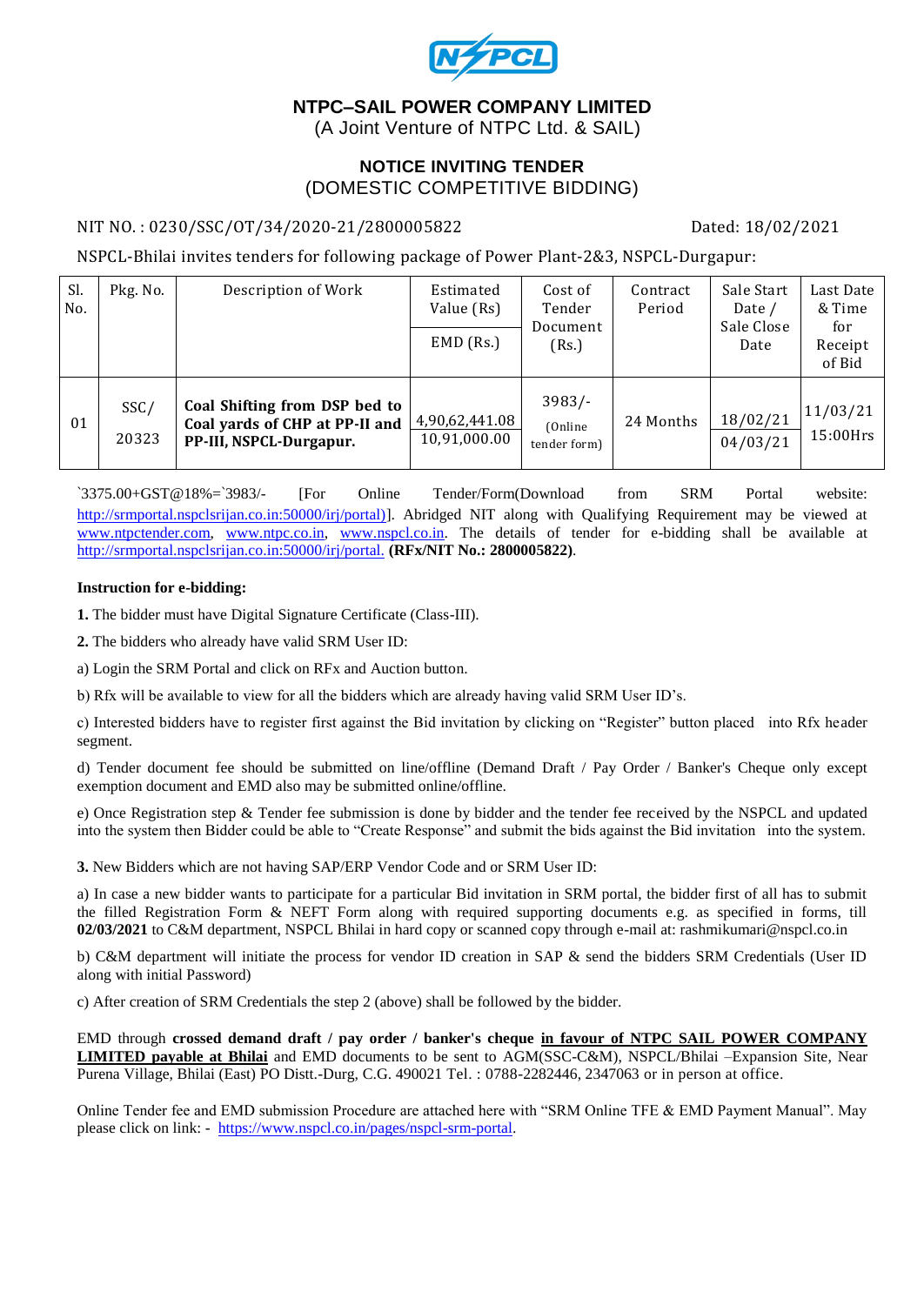# NTPC–SAIL POWER COMPANY LIMITED

(A Joint Venture of NTPC Ltd. & SAIL)

## NOTICE INVITING TENDER

(DOMESTIC COMPETITIVE BIDDING)

NIT NO. : 0230/SSC/OT/34/2020-21/2800005822 Dated: 18/02/2021

NSPCL-Bhilai invites tenders for following package of Power Plant-2&3, NSPCL-Durgapur:

| Sl. No. | Pkg. No. | Description of Work | Estimated Value (Rs) / EMD (Rs.) | Cost of Tender Document (Rs.) | Contract Period | Sale Start Date / Sale Close Date | Last Date & Time for Receipt of Bid |
|---|---|---|---|---|---|---|---|
| 01 | SSC/ 20323 | **Coal Shifting from DSP bed to Coal yards of CHP at PP-II and PP-III, NSPCL-Durgapur.** | 4,90,62,441.08 / 10,91,000.00 | 3983/- (Online tender form) | 24 Months | 18/02/21 / 04/03/21 | 11/03/21 15:00Hrs |

`3375.00+GST@18%=`3983/- [For Online Tender/Form(Download from SRM Portal website: http://srmportal.nspclsrijan.co.in:50000/irj/portal)]. Abridged NIT along with Qualifying Requirement may be viewed at www.ntpctender.com, www.ntpc.co.in, www.nspcl.co.in. The details of tender for e-bidding shall be available at http://srmportal.nspclsrijan.co.in:50000/irj/portal. **(RFx/NIT No.: 2800005822)**.

**Instruction for e-bidding:**

**1.** The bidder must have Digital Signature Certificate (Class-III).

**2.** The bidders who already have valid SRM User ID:

a) Login the SRM Portal and click on RFx and Auction button.

b) Rfx will be available to view for all the bidders which are already having valid SRM User ID's.

c) Interested bidders have to register first against the Bid invitation by clicking on "Register" button placed into Rfx header segment.

d) Tender document fee should be submitted on line/offline (Demand Draft / Pay Order / Banker's Cheque only except exemption document and EMD also may be submitted online/offline.

e) Once Registration step & Tender fee submission is done by bidder and the tender fee received by the NSPCL and updated into the system then Bidder could be able to "Create Response" and submit the bids against the Bid invitation into the system.

**3.** New Bidders which are not having SAP/ERP Vendor Code and or SRM User ID:

a) In case a new bidder wants to participate for a particular Bid invitation in SRM portal, the bidder first of all has to submit the filled Registration Form & NEFT Form along with required supporting documents e.g. as specified in forms, till **02/03/2021** to C&M department, NSPCL Bhilai in hard copy or scanned copy through e-mail at: rashmikumari@nspcl.co.in

b) C&M department will initiate the process for vendor ID creation in SAP & send the bidders SRM Credentials (User ID along with initial Password)

c) After creation of SRM Credentials the step 2 (above) shall be followed by the bidder.

EMD through **crossed demand draft / pay order / banker's cheque** **in favour of NTPC SAIL POWER COMPANY LIMITED payable at Bhilai** and EMD documents to be sent to AGM(SSC-C&M), NSPCL/Bhilai –Expansion Site, Near Purena Village, Bhilai (East) PO Distt.-Durg, C.G. 490021 Tel. : 0788-2282446, 2347063 or in person at office.

Online Tender fee and EMD submission Procedure are attached here with "SRM Online TFE & EMD Payment Manual". May please click on link: - https://www.nspcl.co.in/pages/nspcl-srm-portal.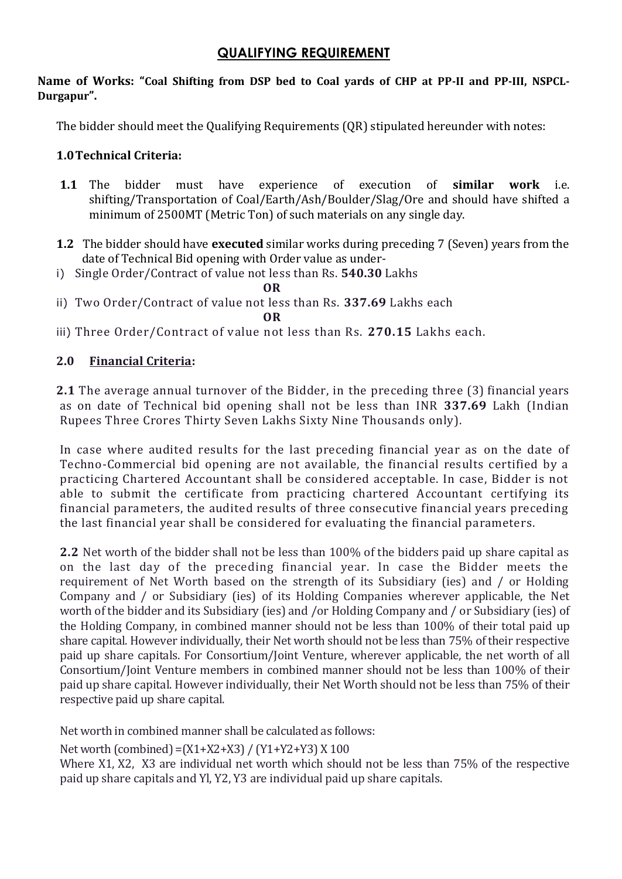## QUALIFYING REQUIREMENT

**Name of Works: "Coal Shifting from DSP bed to Coal yards of CHP at PP-II and PP-III, NSPCL-Durgapur".**

The bidder should meet the Qualifying Requirements (QR) stipulated hereunder with notes:

### 1.0 Technical Criteria:

**1.1** The bidder must have experience of execution of **similar work** i.e. shifting/Transportation of Coal/Earth/Ash/Boulder/Slag/Ore and should have shifted a minimum of 2500MT (Metric Ton) of such materials on any single day.

**1.2** The bidder should have **executed** similar works during preceding 7 (Seven) years from the date of Technical Bid opening with Order value as under-

i) Single Order/Contract of value not less than Rs. **540.30** Lakhs

**OR**

ii) Two Order/Contract of value not less than Rs. **337.69** Lakhs each

**OR**

iii) Three Order/Contract of value not less than Rs. **270.15** Lakhs each.

### 2.0 Financial Criteria:

**2.1** The average annual turnover of the Bidder, in the preceding three (3) financial years as on date of Technical bid opening shall not be less than INR **337.69** Lakh (Indian Rupees Three Crores Thirty Seven Lakhs Sixty Nine Thousands only).

In case where audited results for the last preceding financial year as on the date of Techno-Commercial bid opening are not available, the financial results certified by a practicing Chartered Accountant shall be considered acceptable. In case, Bidder is not able to submit the certificate from practicing chartered Accountant certifying its financial parameters, the audited results of three consecutive financial years preceding the last financial year shall be considered for evaluating the financial parameters.

**2.2** Net worth of the bidder shall not be less than 100% of the bidders paid up share capital as on the last day of the preceding financial year. In case the Bidder meets the requirement of Net Worth based on the strength of its Subsidiary (ies) and / or Holding Company and / or Subsidiary (ies) of its Holding Companies wherever applicable, the Net worth of the bidder and its Subsidiary (ies) and /or Holding Company and / or Subsidiary (ies) of the Holding Company, in combined manner should not be less than 100% of their total paid up share capital. However individually, their Net worth should not be less than 75% of their respective paid up share capitals. For Consortium/Joint Venture, wherever applicable, the net worth of all Consortium/Joint Venture members in combined manner should not be less than 100% of their paid up share capital. However individually, their Net Worth should not be less than 75% of their respective paid up share capital.

Net worth in combined manner shall be calculated as follows:

Net worth (combined) = $(X1+X2+X3) / (Y1+Y2+Y3) \times 100$

Where X1, X2, X3 are individual net worth which should not be less than 75% of the respective paid up share capitals and Yl, Y2, Y3 are individual paid up share capitals.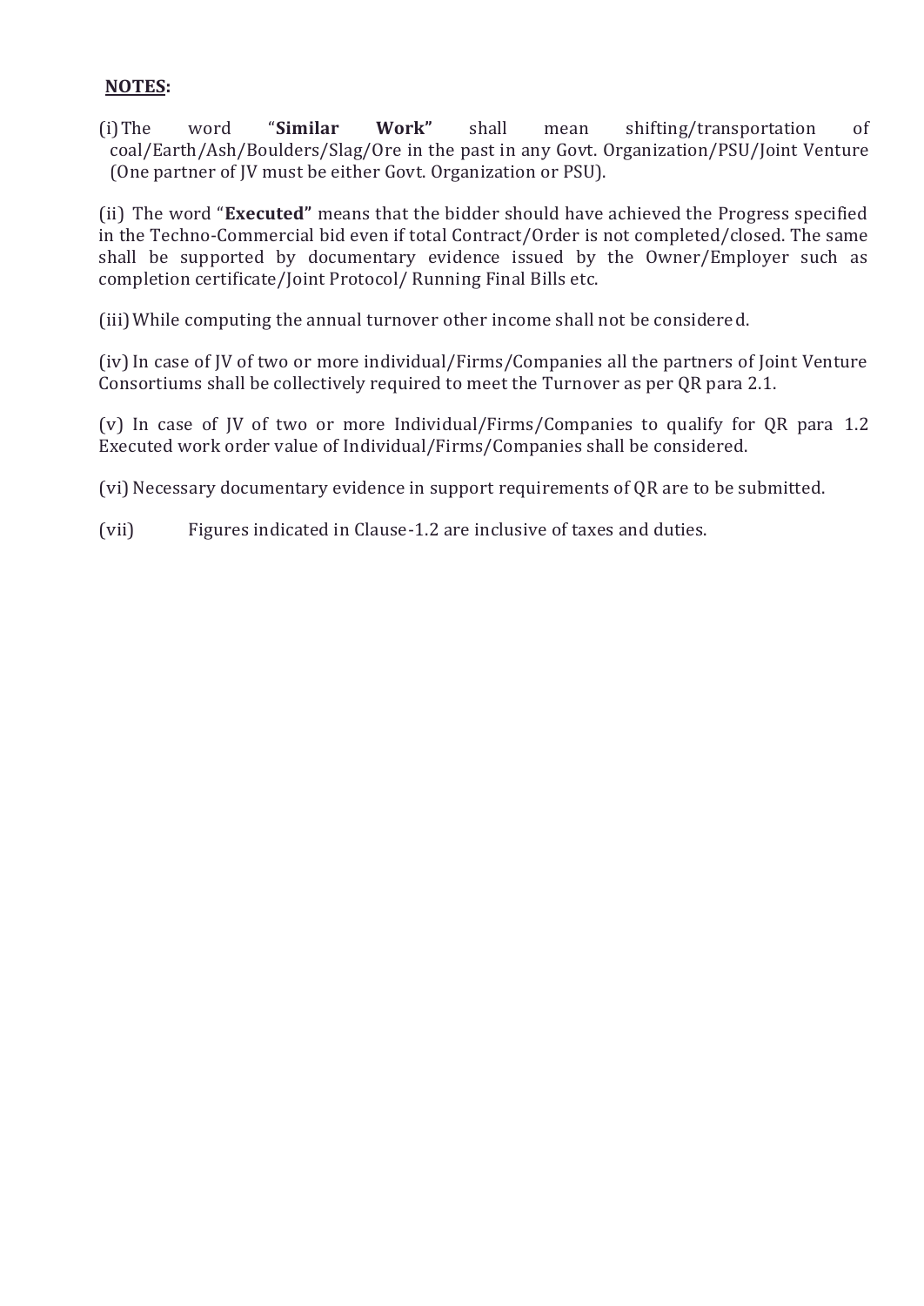**NOTES:**

(i) The word "**Similar Work"** shall mean shifting/transportation of coal/Earth/Ash/Boulders/Slag/Ore in the past in any Govt. Organization/PSU/Joint Venture (One partner of JV must be either Govt. Organization or PSU).

(ii) The word "**Executed"** means that the bidder should have achieved the Progress specified in the Techno-Commercial bid even if total Contract/Order is not completed/closed. The same shall be supported by documentary evidence issued by the Owner/Employer such as completion certificate/Joint Protocol/ Running Final Bills etc.

(iii) While computing the annual turnover other income shall not be considered.

(iv) In case of JV of two or more individual/Firms/Companies all the partners of Joint Venture Consortiums shall be collectively required to meet the Turnover as per QR para 2.1.

(v) In case of JV of two or more Individual/Firms/Companies to qualify for QR para 1.2 Executed work order value of Individual/Firms/Companies shall be considered.

(vi) Necessary documentary evidence in support requirements of QR are to be submitted.

(vii) Figures indicated in Clause-1.2 are inclusive of taxes and duties.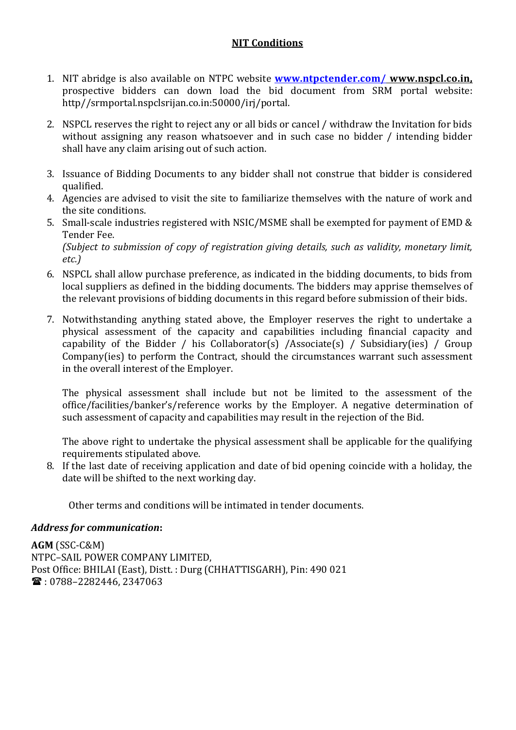**NIT Conditions**

1. NIT abridge is also available on NTPC website **www.ntpctender.com/ www.nspcl.co.in,** prospective bidders can down load the bid document from SRM portal website: http//srmportal.nspclsrijan.co.in:50000/irj/portal.

2. NSPCL reserves the right to reject any or all bids or cancel / withdraw the Invitation for bids without assigning any reason whatsoever and in such case no bidder / intending bidder shall have any claim arising out of such action.

3. Issuance of Bidding Documents to any bidder shall not construe that bidder is considered qualified.
4. Agencies are advised to visit the site to familiarize themselves with the nature of work and the site conditions.
5. Small-scale industries registered with NSIC/MSME shall be exempted for payment of EMD & Tender Fee.
   *(Subject to submission of copy of registration giving details, such as validity, monetary limit, etc.)*
6. NSPCL shall allow purchase preference, as indicated in the bidding documents, to bids from local suppliers as defined in the bidding documents. The bidders may apprise themselves of the relevant provisions of bidding documents in this regard before submission of their bids.

7. Notwithstanding anything stated above, the Employer reserves the right to undertake a physical assessment of the capacity and capabilities including financial capacity and capability of the Bidder / his Collaborator(s) /Associate(s) / Subsidiary(ies) / Group Company(ies) to perform the Contract, should the circumstances warrant such assessment in the overall interest of the Employer.

   The physical assessment shall include but not be limited to the assessment of the office/facilities/banker's/reference works by the Employer. A negative determination of such assessment of capacity and capabilities may result in the rejection of the Bid.

   The above right to undertake the physical assessment shall be applicable for the qualifying requirements stipulated above.
8. If the last date of receiving application and date of bid opening coincide with a holiday, the date will be shifted to the next working day.

Other terms and conditions will be intimated in tender documents.

***Address for communication*:**

**AGM** (SSC-C&M)
NTPC–SAIL POWER COMPANY LIMITED,
Post Office: BHILAI (East), Distt. : Durg (CHHATTISGARH), Pin: 490 021
☎ : 0788–2282446, 2347063